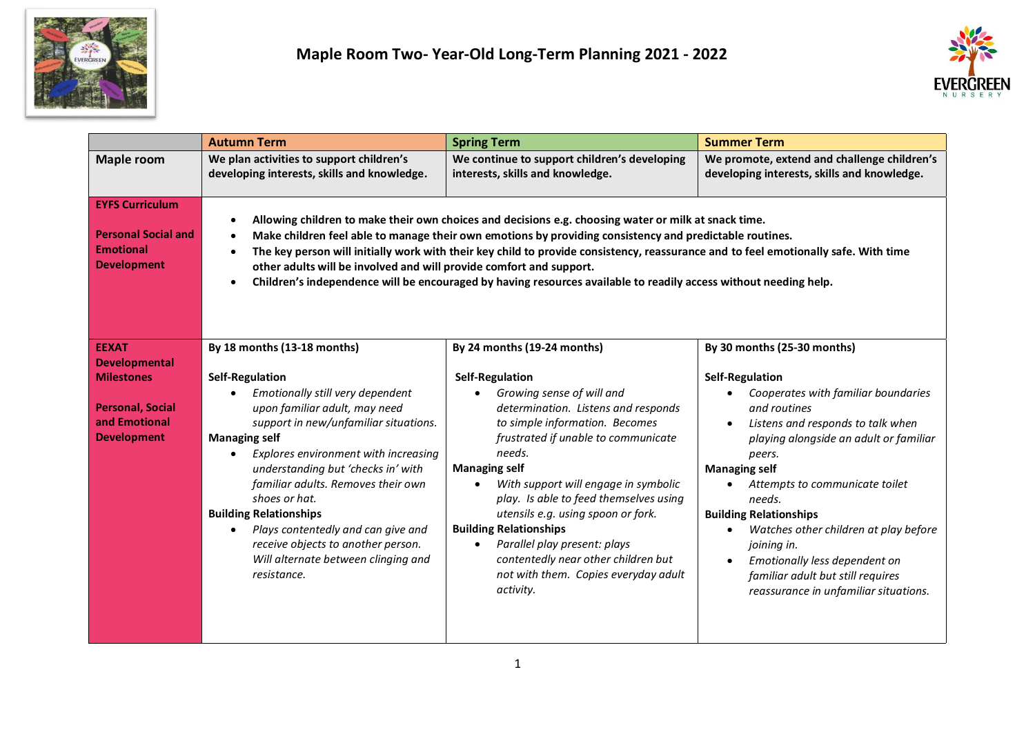# Maple Room Two- Year-Old Long-Term Planning 2021 - 2022

| | Autumn Term | Spring Term | Summer Term |
|---|---|---|---|
| **Maple room** | **We plan activities to support children's developing interests, skills and knowledge.** | **We continue to support children's developing interests, skills and knowledge.** | **We promote, extend and challenge children's developing interests, skills and knowledge.** |
| **EYFS Curriculum**<br><br>**Personal Social and Emotional Development** | • **Allowing children to make their own choices and decisions e.g. choosing water or milk at snack time.**<br>• **Make children feel able to manage their own emotions by providing consistency and predictable routines.**<br>• **The key person will initially work with their key child to provide consistency, reassurance and to feel emotionally safe. With time other adults will be involved and will provide comfort and support.**<br>• **Children's independence will be encouraged by having resources available to readily access without needing help.** | | |
| **EEXAT Developmental Milestones**<br><br>**Personal, Social and Emotional Development** | **By 18 months (13-18 months)**<br><br>**Self-Regulation**<br>• *Emotionally still very dependent upon familiar adult, may need support in new/unfamiliar situations.*<br>**Managing self**<br>• *Explores environment with increasing understanding but 'checks in' with familiar adults. Removes their own shoes or hat.*<br>**Building Relationships**<br>• *Plays contentedly and can give and receive objects to another person. Will alternate between clinging and resistance.* | **By 24 months (19-24 months)**<br><br>**Self-Regulation**<br>• *Growing sense of will and determination. Listens and responds to simple information. Becomes frustrated if unable to communicate needs.*<br>**Managing self**<br>• *With support will engage in symbolic play. Is able to feed themselves using utensils e.g. using spoon or fork.*<br>**Building Relationships**<br>• *Parallel play present: plays contentedly near other children but not with them. Copies everyday adult activity.* | **By 30 months (25-30 months)**<br><br>**Self-Regulation**<br>• *Cooperates with familiar boundaries and routines*<br>• *Listens and responds to talk when playing alongside an adult or familiar peers.*<br>**Managing self**<br>• *Attempts to communicate toilet needs.*<br>**Building Relationships**<br>• *Watches other children at play before joining in.*<br>• *Emotionally less dependent on familiar adult but still requires reassurance in unfamiliar situations.* |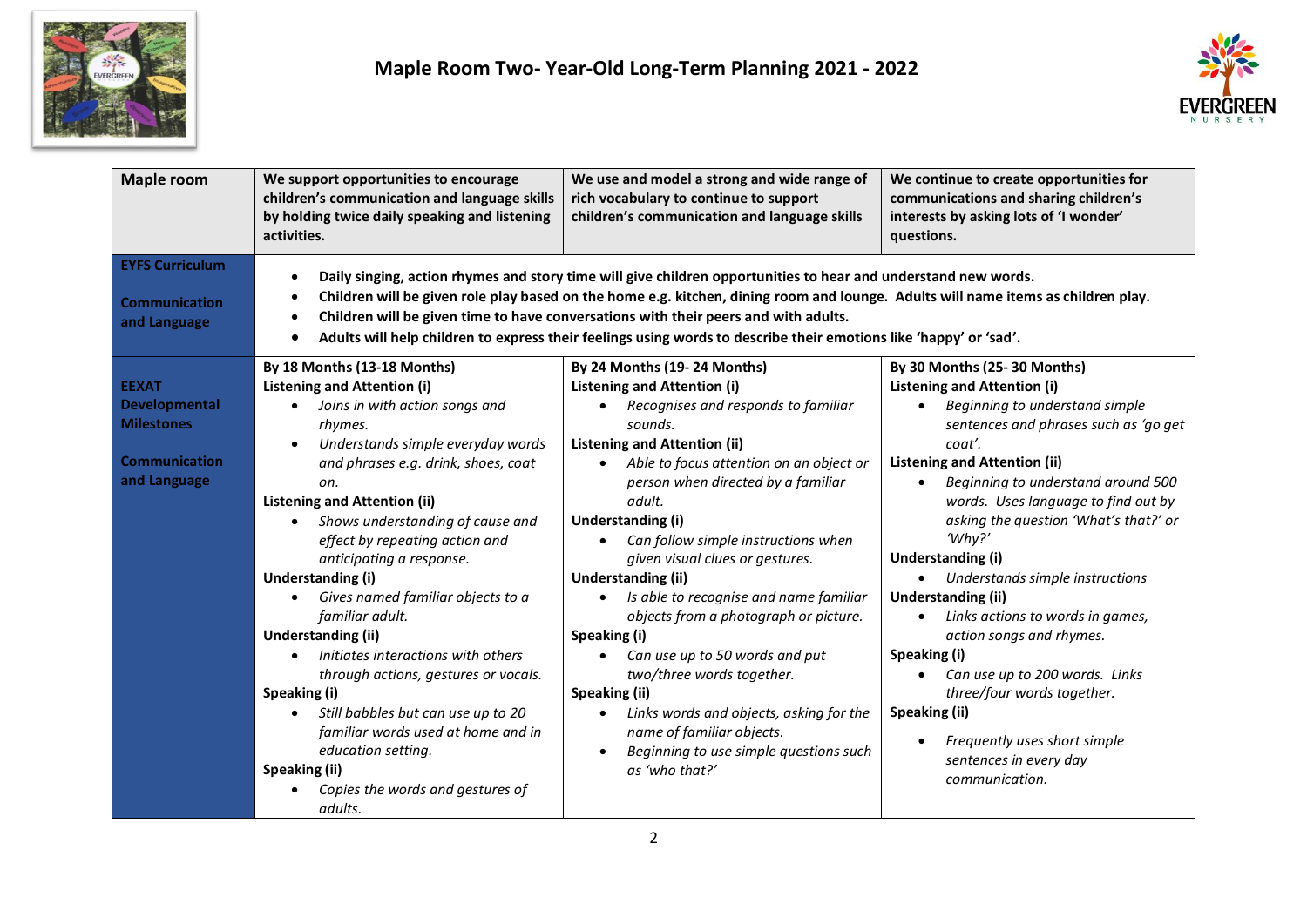# Maple Room Two- Year-Old Long-Term Planning 2021 - 2022

| Maple room | We support opportunities to encourage children's communication and language skills by holding twice daily speaking and listening activities. | We use and model a strong and wide range of rich vocabulary to continue to support children's communication and language skills | We continue to create opportunities for communications and sharing children's interests by asking lots of 'I wonder' questions. |
|---|---|---|---|
| **EYFS Curriculum**<br><br>**Communication and Language** | • **Daily singing, action rhymes and story time will give children opportunities to hear and understand new words.**<br>• **Children will be given role play based on the home e.g. kitchen, dining room and lounge. Adults will name items as children play.**<br>• **Children will be given time to have conversations with their peers and with adults.**<br>• **Adults will help children to express their feelings using words to describe their emotions like 'happy' or 'sad'.** | | |
| **EEXAT Developmental Milestones**<br><br>**Communication and Language** | **By 18 Months (13-18 Months)**<br>**Listening and Attention (i)**<br>• *Joins in with action songs and rhymes.*<br>• *Understands simple everyday words and phrases e.g. drink, shoes, coat on.*<br>**Listening and Attention (ii)**<br>• *Shows understanding of cause and effect by repeating action and anticipating a response.*<br>**Understanding (i)**<br>• *Gives named familiar objects to a familiar adult.*<br>**Understanding (ii)**<br>• *Initiates interactions with others through actions, gestures or vocals.*<br>**Speaking (i)**<br>• *Still babbles but can use up to 20 familiar words used at home and in education setting.*<br>**Speaking (ii)**<br>• *Copies the words and gestures of adults.* | **By 24 Months (19- 24 Months)**<br>**Listening and Attention (i)**<br>• *Recognises and responds to familiar sounds.*<br>**Listening and Attention (ii)**<br>• *Able to focus attention on an object or person when directed by a familiar adult.*<br>**Understanding (i)**<br>• *Can follow simple instructions when given visual clues or gestures.*<br>**Understanding (ii)**<br>• *Is able to recognise and name familiar objects from a photograph or picture.*<br>**Speaking (i)**<br>• *Can use up to 50 words and put two/three words together.*<br>**Speaking (ii)**<br>• *Links words and objects, asking for the name of familiar objects.*<br>• *Beginning to use simple questions such as 'who that?'* | **By 30 Months (25- 30 Months)**<br>**Listening and Attention (i)**<br>• *Beginning to understand simple sentences and phrases such as 'go get coat'.*<br>**Listening and Attention (ii)**<br>• *Beginning to understand around 500 words. Uses language to find out by asking the question 'What's that?' or 'Why?'*<br>**Understanding (i)**<br>• *Understands simple instructions*<br>**Understanding (ii)**<br>• *Links actions to words in games, action songs and rhymes.*<br>**Speaking (i)**<br>• *Can use up to 200 words. Links three/four words together.*<br>**Speaking (ii)**<br>• *Frequently uses short simple sentences in every day communication.* |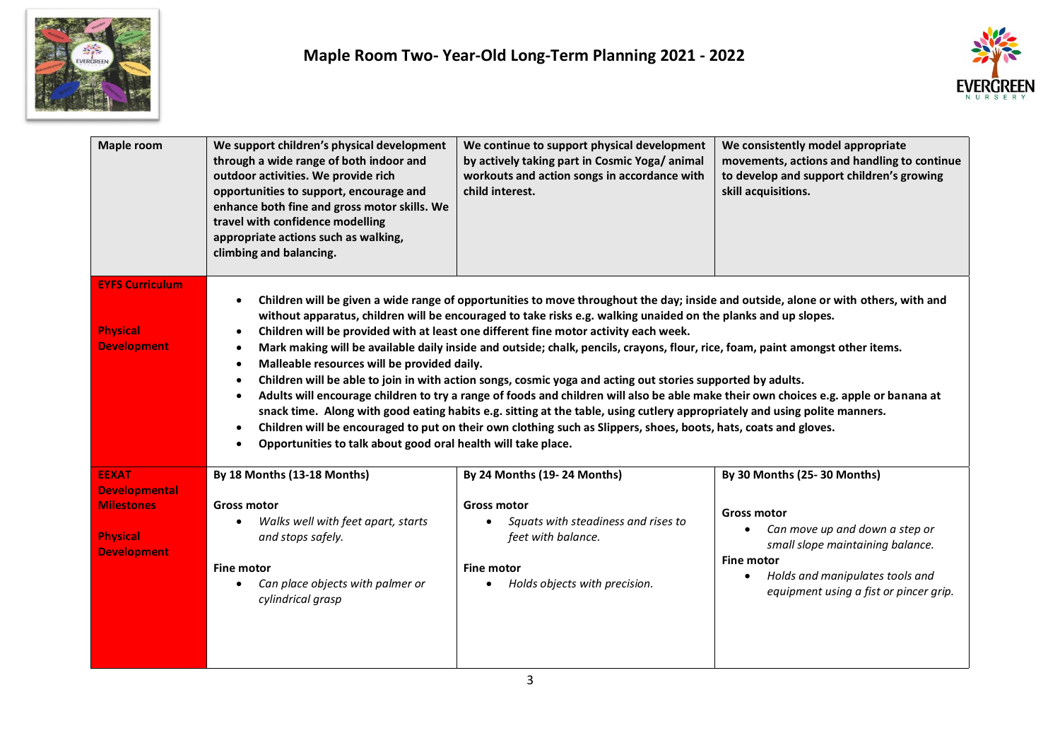# Maple Room Two- Year-Old Long-Term Planning 2021 - 2022

| Maple room | We support children's physical development through a wide range of both indoor and outdoor activities. We provide rich opportunities to support, encourage and enhance both fine and gross motor skills. We travel with confidence modelling appropriate actions such as walking, climbing and balancing. | We continue to support physical development by actively taking part in Cosmic Yoga/ animal workouts and action songs in accordance with child interest. | We consistently model appropriate movements, actions and handling to continue to develop and support children's growing skill acquisitions. |
|---|---|---|---|
| **EYFS Curriculum**<br><br>**Physical Development** | • Children will be given a wide range of opportunities to move throughout the day; inside and outside, alone or with others, with and without apparatus, children will be encouraged to take risks e.g. walking unaided on the planks and up slopes.<br>• Children will be provided with at least one different fine motor activity each week.<br>• Mark making will be available daily inside and outside; chalk, pencils, crayons, flour, rice, foam, paint amongst other items.<br>• Malleable resources will be provided daily.<br>• Children will be able to join in with action songs, cosmic yoga and acting out stories supported by adults.<br>• Adults will encourage children to try a range of foods and children will also be able make their own choices e.g. apple or banana at snack time. Along with good eating habits e.g. sitting at the table, using cutlery appropriately and using polite manners.<br>• Children will be encouraged to put on their own clothing such as Slippers, shoes, boots, hats, coats and gloves.<br>• Opportunities to talk about good oral health will take place. | | |
| **EEXAT Developmental Milestones**<br><br>**Physical Development** | **By 18 Months (13-18 Months)**<br><br>**Gross motor**<br>• *Walks well with feet apart, starts and stops safely.*<br><br>**Fine motor**<br>• *Can place objects with palmer or cylindrical grasp* | **By 24 Months (19- 24 Months)**<br><br>**Gross motor**<br>• *Squats with steadiness and rises to feet with balance.*<br><br>**Fine motor**<br>• *Holds objects with precision.* | **By 30 Months (25- 30 Months)**<br><br>**Gross motor**<br>• *Can move up and down a step or small slope maintaining balance.*<br><br>**Fine motor**<br>• *Holds and manipulates tools and equipment using a fist or pincer grip.* |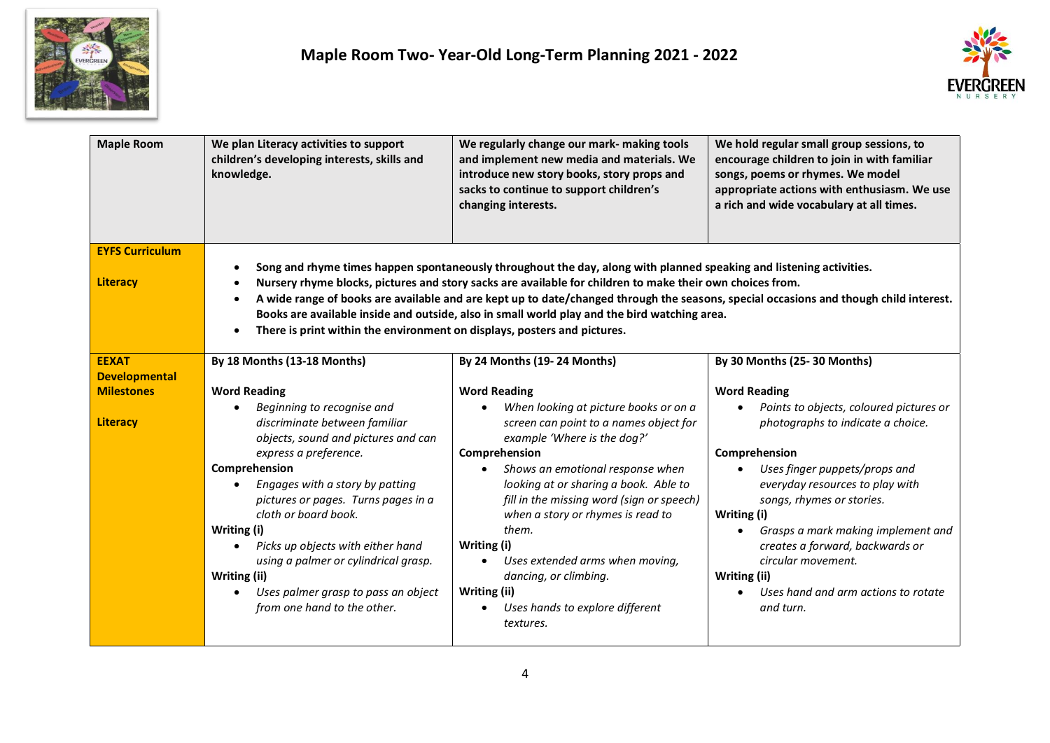# Maple Room Two- Year-Old Long-Term Planning 2021 - 2022

| Maple Room | We plan Literacy activities to support children's developing interests, skills and knowledge. | We regularly change our mark- making tools and implement new media and materials. We introduce new story books, story props and sacks to continue to support children's changing interests. | We hold regular small group sessions, to encourage children to join in with familiar songs, poems or rhymes. We model appropriate actions with enthusiasm. We use a rich and wide vocabulary at all times. |
|---|---|---|---|
| **EYFS Curriculum**<br><br>**Literacy** | • **Song and rhyme times happen spontaneously throughout the day, along with planned speaking and listening activities.**<br>• **Nursery rhyme blocks, pictures and story sacks are available for children to make their own choices from.**<br>• **A wide range of books are available and are kept up to date/changed through the seasons, special occasions and though child interest. Books are available inside and outside, also in small world play and the bird watching area.**<br>• **There is print within the environment on displays, posters and pictures.** | | |
| **EEXAT Developmental Milestones**<br><br>**Literacy** | **By 18 Months (13-18 Months)**<br><br>**Word Reading**<br>• *Beginning to recognise and discriminate between familiar objects, sound and pictures and can express a preference.*<br>**Comprehension**<br>• *Engages with a story by patting pictures or pages. Turns pages in a cloth or board book.*<br>**Writing (i)**<br>• *Picks up objects with either hand using a palmer or cylindrical grasp.*<br>**Writing (ii)**<br>• *Uses palmer grasp to pass an object from one hand to the other.* | **By 24 Months (19- 24 Months)**<br><br>**Word Reading**<br>• *When looking at picture books or on a screen can point to a names object for example 'Where is the dog?'*<br>**Comprehension**<br>• *Shows an emotional response when looking at or sharing a book. Able to fill in the missing word (sign or speech) when a story or rhymes is read to them.*<br>**Writing (i)**<br>• *Uses extended arms when moving, dancing, or climbing.*<br>**Writing (ii)**<br>• *Uses hands to explore different textures.* | **By 30 Months (25- 30 Months)**<br><br>**Word Reading**<br>• *Points to objects, coloured pictures or photographs to indicate a choice.*<br><br>**Comprehension**<br>• *Uses finger puppets/props and everyday resources to play with songs, rhymes or stories.*<br>**Writing (i)**<br>• *Grasps a mark making implement and creates a forward, backwards or circular movement.*<br>**Writing (ii)**<br>• *Uses hand and arm actions to rotate and turn.* |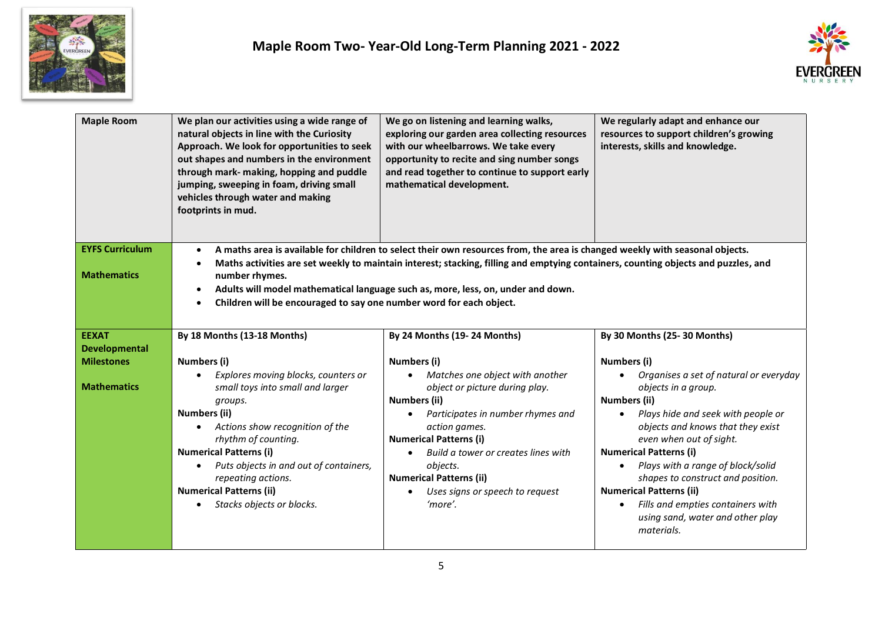# Maple Room Two- Year-Old Long-Term Planning 2021 - 2022

| **Maple Room** | **We plan our activities using a wide range of natural objects in line with the Curiosity Approach. We look for opportunities to seek out shapes and numbers in the environment through mark- making, hopping and puddle jumping, sweeping in foam, driving small vehicles through water and making footprints in mud.** | **We go on listening and learning walks, exploring our garden area collecting resources with our wheelbarrows. We take every opportunity to recite and sing number songs and read together to continue to support early mathematical development.** | **We regularly adapt and enhance our resources to support children's growing interests, skills and knowledge.** |
|---|---|---|---|
| **EYFS Curriculum**<br><br>**Mathematics** | • **A maths area is available for children to select their own resources from, the area is changed weekly with seasonal objects.**<br>• **Maths activities are set weekly to maintain interest; stacking, filling and emptying containers, counting objects and puzzles, and number rhymes.**<br>• **Adults will model mathematical language such as, more, less, on, under and down.**<br>• **Children will be encouraged to say one number word for each object.** | | |
| **EEXAT Developmental Milestones**<br><br>**Mathematics** | **By 18 Months (13-18 Months)**<br><br>**Numbers (i)**<br>• *Explores moving blocks, counters or small toys into small and larger groups.*<br>**Numbers (ii)**<br>• *Actions show recognition of the rhythm of counting.*<br>**Numerical Patterns (i)**<br>• *Puts objects in and out of containers, repeating actions.*<br>**Numerical Patterns (ii)**<br>• *Stacks objects or blocks.* | **By 24 Months (19- 24 Months)**<br><br>**Numbers (i)**<br>• *Matches one object with another object or picture during play.*<br>**Numbers (ii)**<br>• *Participates in number rhymes and action games.*<br>**Numerical Patterns (i)**<br>• *Build a tower or creates lines with objects.*<br>**Numerical Patterns (ii)**<br>• *Uses signs or speech to request 'more'.* | **By 30 Months (25- 30 Months)**<br><br>**Numbers (i)**<br>• *Organises a set of natural or everyday objects in a group.*<br>**Numbers (ii)**<br>• *Plays hide and seek with people or objects and knows that they exist even when out of sight.*<br>**Numerical Patterns (i)**<br>• *Plays with a range of block/solid shapes to construct and position.*<br>**Numerical Patterns (ii)**<br>• *Fills and empties containers with using sand, water and other play materials.* |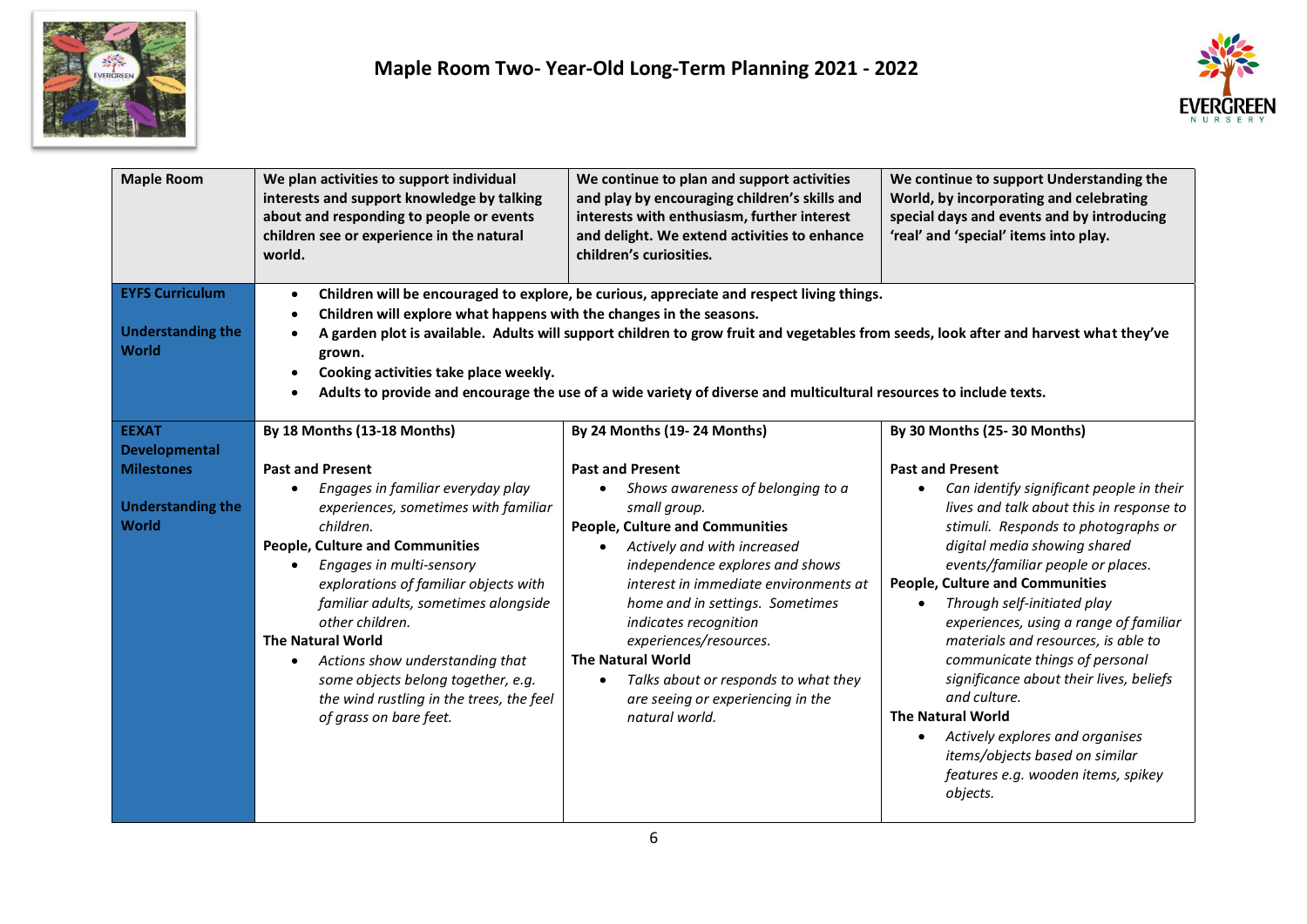# Maple Room Two- Year-Old Long-Term Planning 2021 - 2022

| Maple Room | We plan activities to support individual interests and support knowledge by talking about and responding to people or events children see or experience in the natural world. | We continue to plan and support activities and play by encouraging children's skills and interests with enthusiasm, further interest and delight. We extend activities to enhance children's curiosities. | We continue to support Understanding the World, by incorporating and celebrating special days and events and by introducing 'real' and 'special' items into play. |
|---|---|---|---|
| **EYFS Curriculum**<br><br>**Understanding the World** | • **Children will be encouraged to explore, be curious, appreciate and respect living things.**<br>• **Children will explore what happens with the changes in the seasons.**<br>• **A garden plot is available. Adults will support children to grow fruit and vegetables from seeds, look after and harvest what they've grown.**<br>• **Cooking activities take place weekly.**<br>• **Adults to provide and encourage the use of a wide variety of diverse and multicultural resources to include texts.** | | |
| **EEXAT Developmental Milestones**<br><br>**Understanding the World** | **By 18 Months (13-18 Months)**<br><br>**Past and Present**<br>• *Engages in familiar everyday play experiences, sometimes with familiar children.*<br>**People, Culture and Communities**<br>• *Engages in multi-sensory explorations of familiar objects with familiar adults, sometimes alongside other children.*<br>**The Natural World**<br>• *Actions show understanding that some objects belong together, e.g. the wind rustling in the trees, the feel of grass on bare feet.* | **By 24 Months (19- 24 Months)**<br><br>**Past and Present**<br>• *Shows awareness of belonging to a small group.*<br>**People, Culture and Communities**<br>• *Actively and with increased independence explores and shows interest in immediate environments at home and in settings. Sometimes indicates recognition experiences/resources.*<br>**The Natural World**<br>• *Talks about or responds to what they are seeing or experiencing in the natural world.* | **By 30 Months (25- 30 Months)**<br><br>**Past and Present**<br>• *Can identify significant people in their lives and talk about this in response to stimuli. Responds to photographs or digital media showing shared events/familiar people or places.*<br>**People, Culture and Communities**<br>• *Through self-initiated play experiences, using a range of familiar materials and resources, is able to communicate things of personal significance about their lives, beliefs and culture.*<br>**The Natural World**<br>• *Actively explores and organises items/objects based on similar features e.g. wooden items, spikey objects.* |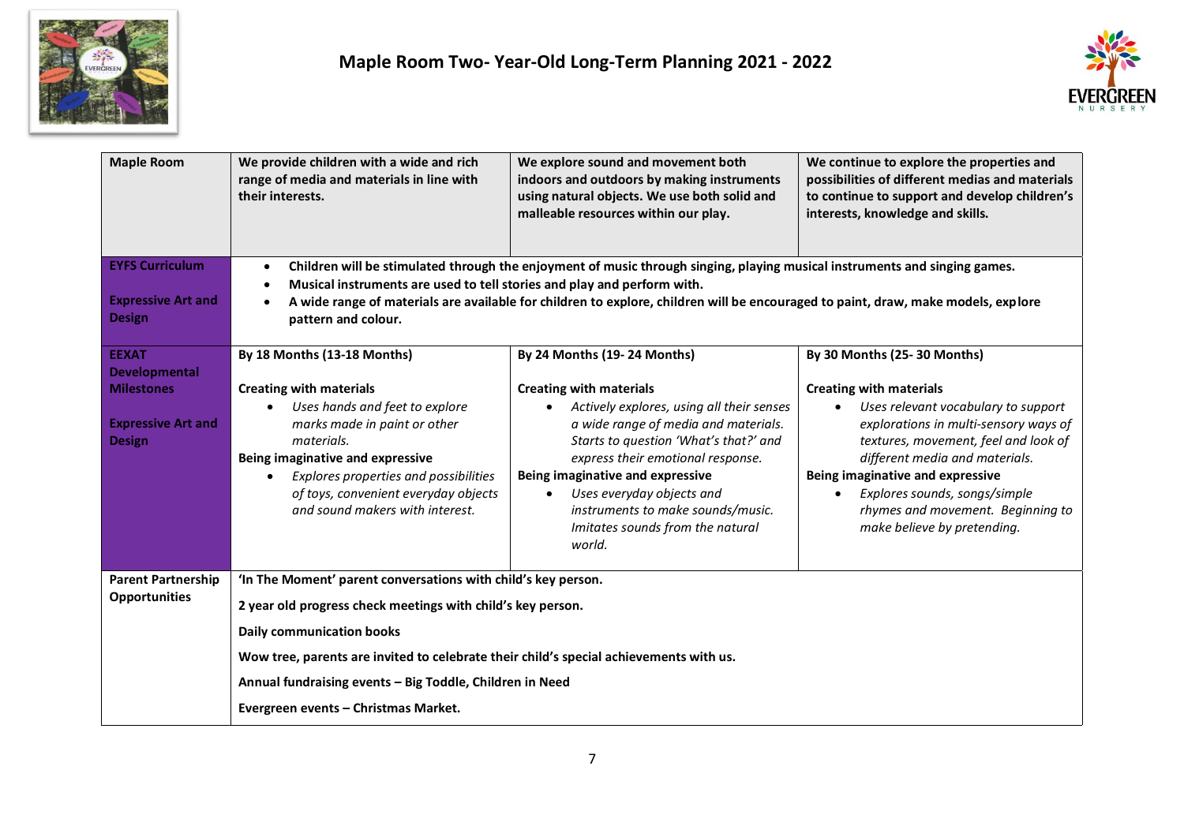# Maple Room Two- Year-Old Long-Term Planning 2021 - 2022

| | | | |
|---|---|---|---|
| **Maple Room** | **We provide children with a wide and rich range of media and materials in line with their interests.** | **We explore sound and movement both indoors and outdoors by making instruments using natural objects. We use both solid and malleable resources within our play.** | **We continue to explore the properties and possibilities of different medias and materials to continue to support and develop children's interests, knowledge and skills.** |
| **EYFS Curriculum**<br><br>**Expressive Art and Design** | • **Children will be stimulated through the enjoyment of music through singing, playing musical instruments and singing games.**<br>• **Musical instruments are used to tell stories and play and perform with.**<br>• **A wide range of materials are available for children to explore, children will be encouraged to paint, draw, make models, explore pattern and colour.** | | |
| **EEXAT Developmental Milestones**<br><br>**Expressive Art and Design** | **By 18 Months (13-18 Months)**<br><br>**Creating with materials**<br>• *Uses hands and feet to explore marks made in paint or other materials.*<br>**Being imaginative and expressive**<br>• *Explores properties and possibilities of toys, convenient everyday objects and sound makers with interest.* | **By 24 Months (19- 24 Months)**<br><br>**Creating with materials**<br>• *Actively explores, using all their senses a wide range of media and materials. Starts to question 'What's that?' and express their emotional response.*<br>**Being imaginative and expressive**<br>• *Uses everyday objects and instruments to make sounds/music. Imitates sounds from the natural world.* | **By 30 Months (25- 30 Months)**<br><br>**Creating with materials**<br>• *Uses relevant vocabulary to support explorations in multi-sensory ways of textures, movement, feel and look of different media and materials.*<br>**Being imaginative and expressive**<br>• *Explores sounds, songs/simple rhymes and movement. Beginning to make believe by pretending.* |
| **Parent Partnership Opportunities** | **'In The Moment' parent conversations with child's key person.**<br><br>**2 year old progress check meetings with child's key person.**<br><br>**Daily communication books**<br><br>**Wow tree, parents are invited to celebrate their child's special achievements with us.**<br><br>**Annual fundraising events – Big Toddle, Children in Need**<br><br>**Evergreen events – Christmas Market.** | | |